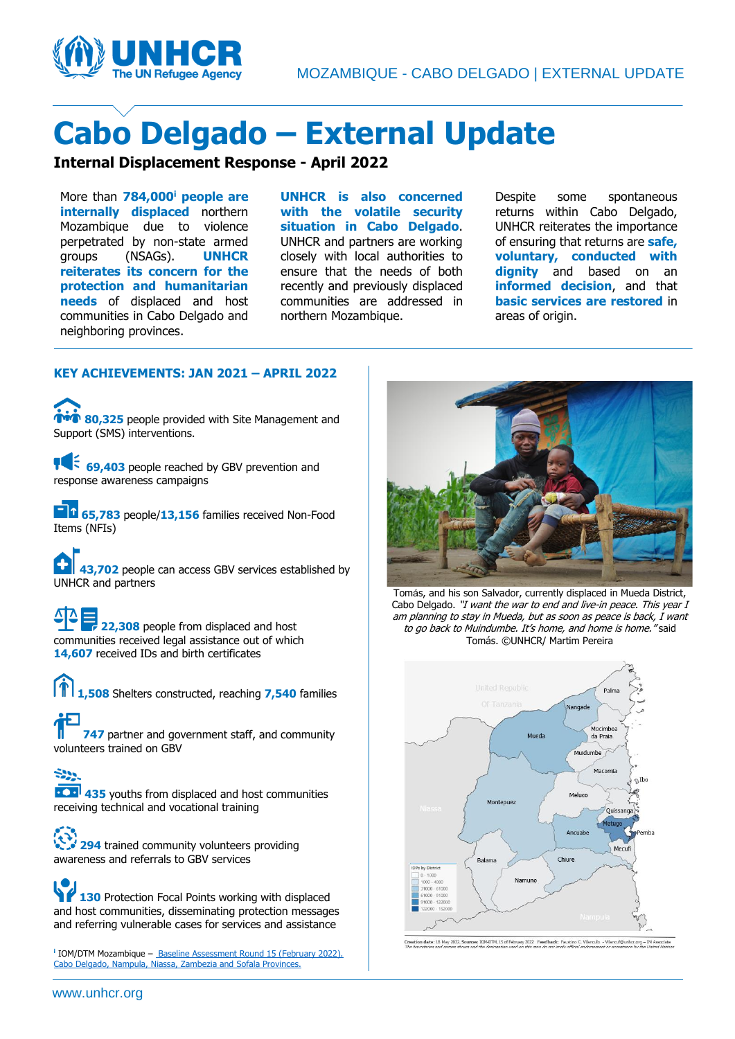# Cabo Delgado – External Update

**Internal Displacement Response - April 2022**

More than **784,000[i] people are internally displaced** northern Mozambique due to violence perpetrated by non-state armed groups (NSAGs). **UNHCR reiterates its concern for the protection and humanitarian needs** of displaced and host communities in Cabo Delgado and neighboring provinces.

**UNHCR is also concerned with the volatile security situation in Cabo Delgado**. UNHCR and partners are working closely with local authorities to ensure that the needs of both recently and previously displaced communities are addressed in northern Mozambique.

Despite some spontaneous returns within Cabo Delgado, UNHCR reiterates the importance of ensuring that returns are **safe, voluntary, conducted with dignity** and based on an **informed decision**, and that **basic services are restored** in areas of origin.

## KEY ACHIEVEMENTS: JAN 2021 – APRIL 2022

**80,325** people provided with Site Management and Support (SMS) interventions.

**69,403** people reached by GBV prevention and response awareness campaigns

**65,783** people/**13,156** families received Non-Food Items (NFIs)

**43,702** people can access GBV services established by UNHCR and partners

**22,308** people from displaced and host communities received legal assistance out of which **14,607** received IDs and birth certificates

**1,508** Shelters constructed, reaching **7,540** families

**747** partner and government staff, and community volunteers trained on GBV

**435** youths from displaced and host communities receiving technical and vocational training

**294** trained community volunteers providing awareness and referrals to GBV services

**130** Protection Focal Points working with displaced and host communities, disseminating protection messages and referring vulnerable cases for services and assistance

Tomás, and his son Salvador, currently displaced in Mueda District, Cabo Delgado. *"I want the war to end and live in peace. This year I am planning to stay in Mueda, but as soon as peace is back, I want to go back to Muindumbe. It's home, and home is home."* said Tomás. ©UNHCR/ Martim Pereira

[i] IOM/DTM Mozambique – Baseline Assessment Round 15 (February 2022). Cabo Delgado, Nampula, Niassa, Zambezia and Sofala Provinces.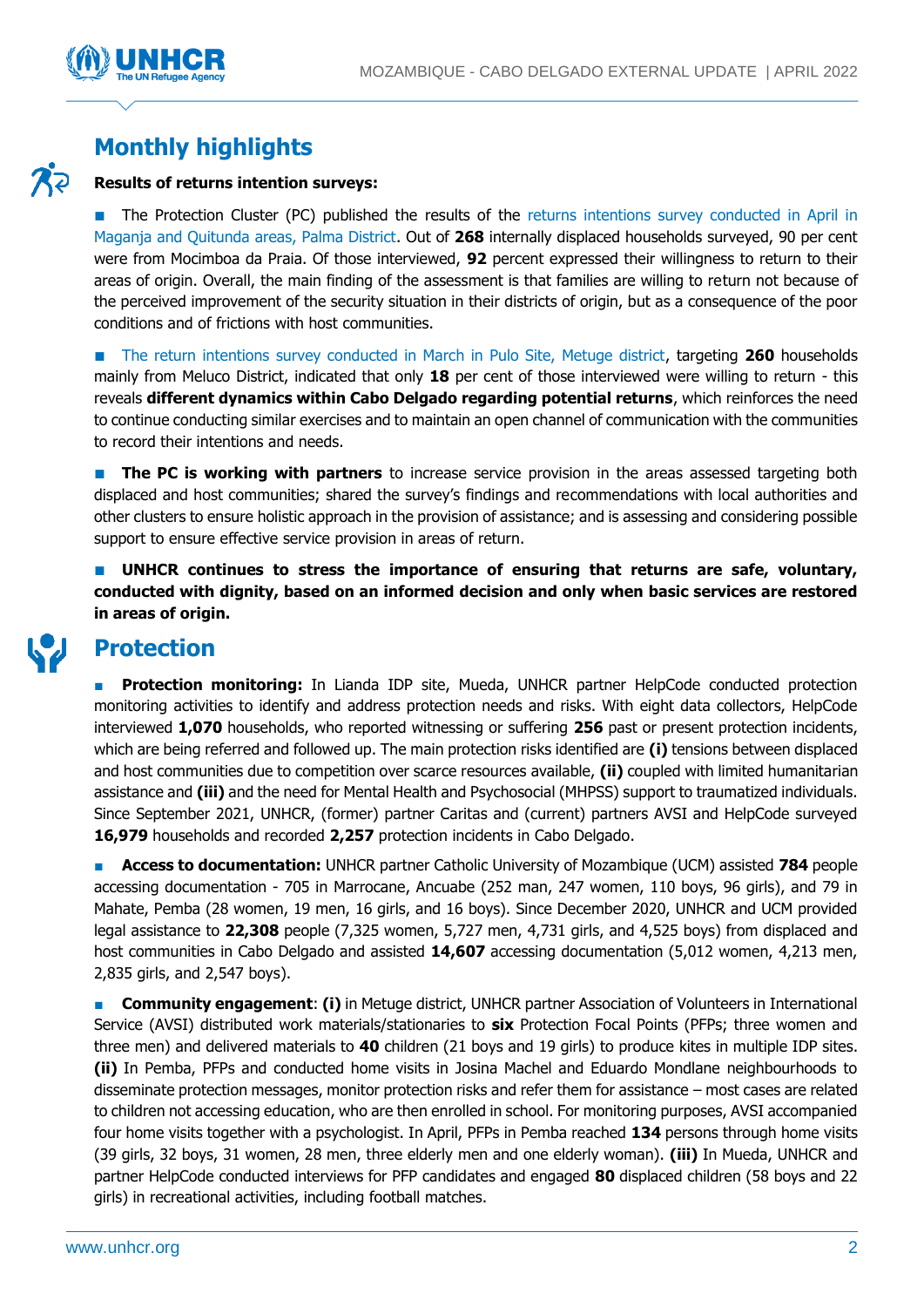## Monthly highlights

**Results of returns intention surveys:**

- The Protection Cluster (PC) published the results of the returns intentions survey conducted in April in Maganja and Quitunda areas, Palma District. Out of **268** internally displaced households surveyed, 90 per cent were from Mocimboa da Praia. Of those interviewed, **92** percent expressed their willingness to return to their areas of origin. Overall, the main finding of the assessment is that families are willing to return not because of the perceived improvement of the security situation in their districts of origin, but as a consequence of the poor conditions and of frictions with host communities.

- The return intentions survey conducted in March in Pulo Site, Metuge district, targeting **260** households mainly from Meluco District, indicated that only **18** per cent of those interviewed were willing to return - this reveals **different dynamics within Cabo Delgado regarding potential returns**, which reinforces the need to continue conducting similar exercises and to maintain an open channel of communication with the communities to record their intentions and needs.

- **The PC is working with partners** to increase service provision in the areas assessed targeting both displaced and host communities; shared the survey's findings and recommendations with local authorities and other clusters to ensure holistic approach in the provision of assistance; and is assessing and considering possible support to ensure effective service provision in areas of return.

- **UNHCR continues to stress the importance of ensuring that returns are safe, voluntary, conducted with dignity, based on an informed decision and only when basic services are restored in areas of origin.**

## Protection

- **Protection monitoring:** In Lianda IDP site, Mueda, UNHCR partner HelpCode conducted protection monitoring activities to identify and address protection needs and risks. With eight data collectors, HelpCode interviewed **1,070** households, who reported witnessing or suffering **256** past or present protection incidents, which are being referred and followed up. The main protection risks identified are **(i)** tensions between displaced and host communities due to competition over scarce resources available, **(ii)** coupled with limited humanitarian assistance and **(iii)** and the need for Mental Health and Psychosocial (MHPSS) support to traumatized individuals. Since September 2021, UNHCR, (former) partner Caritas and (current) partners AVSI and HelpCode surveyed **16,979** households and recorded **2,257** protection incidents in Cabo Delgado.

- **Access to documentation:** UNHCR partner Catholic University of Mozambique (UCM) assisted **784** people accessing documentation - 705 in Marrocane, Ancuabe (252 man, 247 women, 110 boys, 96 girls), and 79 in Mahate, Pemba (28 women, 19 men, 16 girls, and 16 boys). Since December 2020, UNHCR and UCM provided legal assistance to **22,308** people (7,325 women, 5,727 men, 4,731 girls, and 4,525 boys) from displaced and host communities in Cabo Delgado and assisted **14,607** accessing documentation (5,012 women, 4,213 men, 2,835 girls, and 2,547 boys).

- **Community engagement**: **(i)** in Metuge district, UNHCR partner Association of Volunteers in International Service (AVSI) distributed work materials/stationaries to **six** Protection Focal Points (PFPs; three women and three men) and delivered materials to **40** children (21 boys and 19 girls) to produce kites in multiple IDP sites. **(ii)** In Pemba, PFPs and conducted home visits in Josina Machel and Eduardo Mondlane neighbourhoods to disseminate protection messages, monitor protection risks and refer them for assistance – most cases are related to children not accessing education, who are then enrolled in school. For monitoring purposes, AVSI accompanied four home visits together with a psychologist. In April, PFPs in Pemba reached **134** persons through home visits (39 girls, 32 boys, 31 women, 28 men, three elderly men and one elderly woman). **(iii)** In Mueda, UNHCR and partner HelpCode conducted interviews for PFP candidates and engaged **80** displaced children (58 boys and 22 girls) in recreational activities, including football matches.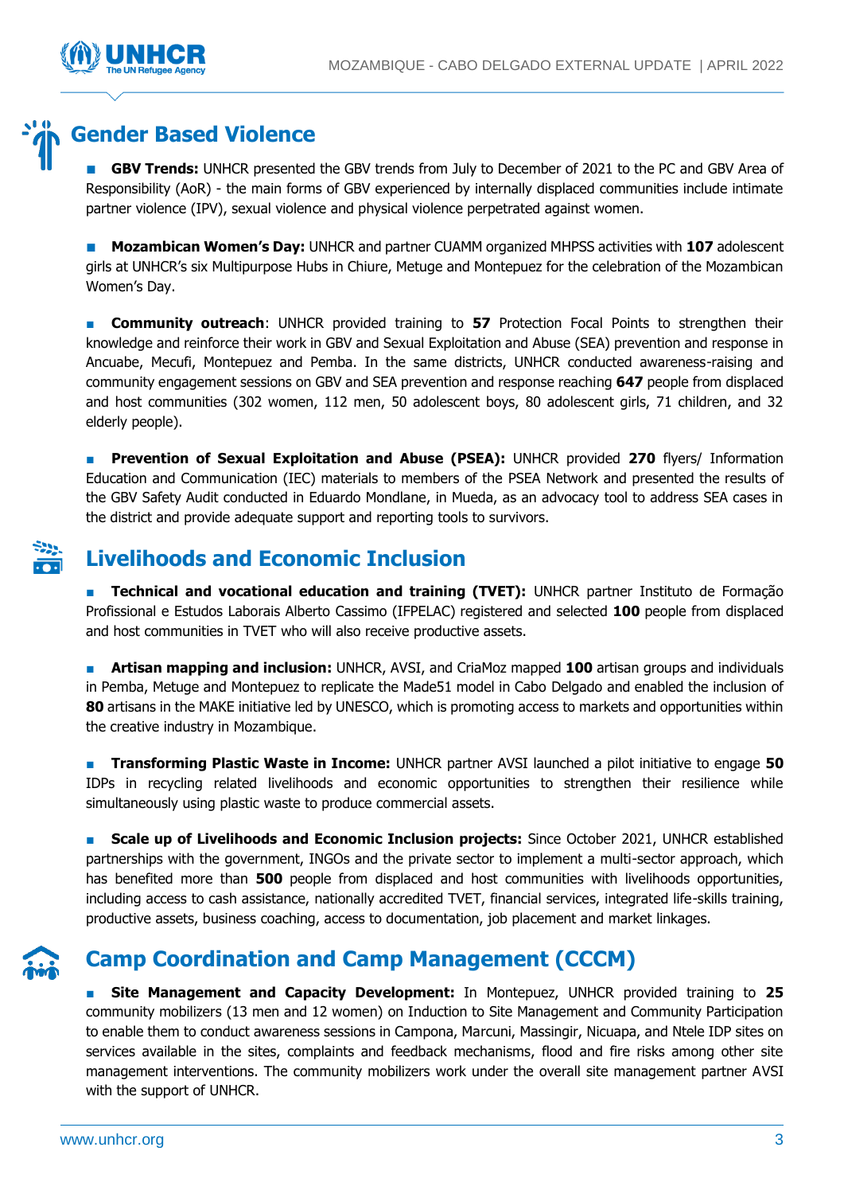## Gender Based Violence

- **GBV Trends:** UNHCR presented the GBV trends from July to December of 2021 to the PC and GBV Area of Responsibility (AoR) - the main forms of GBV experienced by internally displaced communities include intimate partner violence (IPV), sexual violence and physical violence perpetrated against women.

- **Mozambican Women's Day:** UNHCR and partner CUAMM organized MHPSS activities with **107** adolescent girls at UNHCR's six Multipurpose Hubs in Chiure, Metuge and Montepuez for the celebration of the Mozambican Women's Day.

- **Community outreach**: UNHCR provided training to **57** Protection Focal Points to strengthen their knowledge and reinforce their work in GBV and Sexual Exploitation and Abuse (SEA) prevention and response in Ancuabe, Mecufi, Montepuez and Pemba. In the same districts, UNHCR conducted awareness-raising and community engagement sessions on GBV and SEA prevention and response reaching **647** people from displaced and host communities (302 women, 112 men, 50 adolescent boys, 80 adolescent girls, 71 children, and 32 elderly people).

- **Prevention of Sexual Exploitation and Abuse (PSEA):** UNHCR provided **270** flyers/ Information Education and Communication (IEC) materials to members of the PSEA Network and presented the results of the GBV Safety Audit conducted in Eduardo Mondlane, in Mueda, as an advocacy tool to address SEA cases in the district and provide adequate support and reporting tools to survivors.

## Livelihoods and Economic Inclusion

- **Technical and vocational education and training (TVET):** UNHCR partner Instituto de Formação Profissional e Estudos Laborais Alberto Cassimo (IFPELAC) registered and selected **100** people from displaced and host communities in TVET who will also receive productive assets.

- **Artisan mapping and inclusion:** UNHCR, AVSI, and CriaMoz mapped **100** artisan groups and individuals in Pemba, Metuge and Montepuez to replicate the Made51 model in Cabo Delgado and enabled the inclusion of **80** artisans in the MAKE initiative led by UNESCO, which is promoting access to markets and opportunities within the creative industry in Mozambique.

- **Transforming Plastic Waste in Income:** UNHCR partner AVSI launched a pilot initiative to engage **50** IDPs in recycling related livelihoods and economic opportunities to strengthen their resilience while simultaneously using plastic waste to produce commercial assets.

- **Scale up of Livelihoods and Economic Inclusion projects:** Since October 2021, UNHCR established partnerships with the government, INGOs and the private sector to implement a multi-sector approach, which has benefited more than **500** people from displaced and host communities with livelihoods opportunities, including access to cash assistance, nationally accredited TVET, financial services, integrated life-skills training, productive assets, business coaching, access to documentation, job placement and market linkages.

## Camp Coordination and Camp Management (CCCM)

- **Site Management and Capacity Development:** In Montepuez, UNHCR provided training to **25** community mobilizers (13 men and 12 women) on Induction to Site Management and Community Participation to enable them to conduct awareness sessions in Campona, Marcuni, Massingir, Nicuapa, and Ntele IDP sites on services available in the sites, complaints and feedback mechanisms, flood and fire risks among other site management interventions. The community mobilizers work under the overall site management partner AVSI with the support of UNHCR.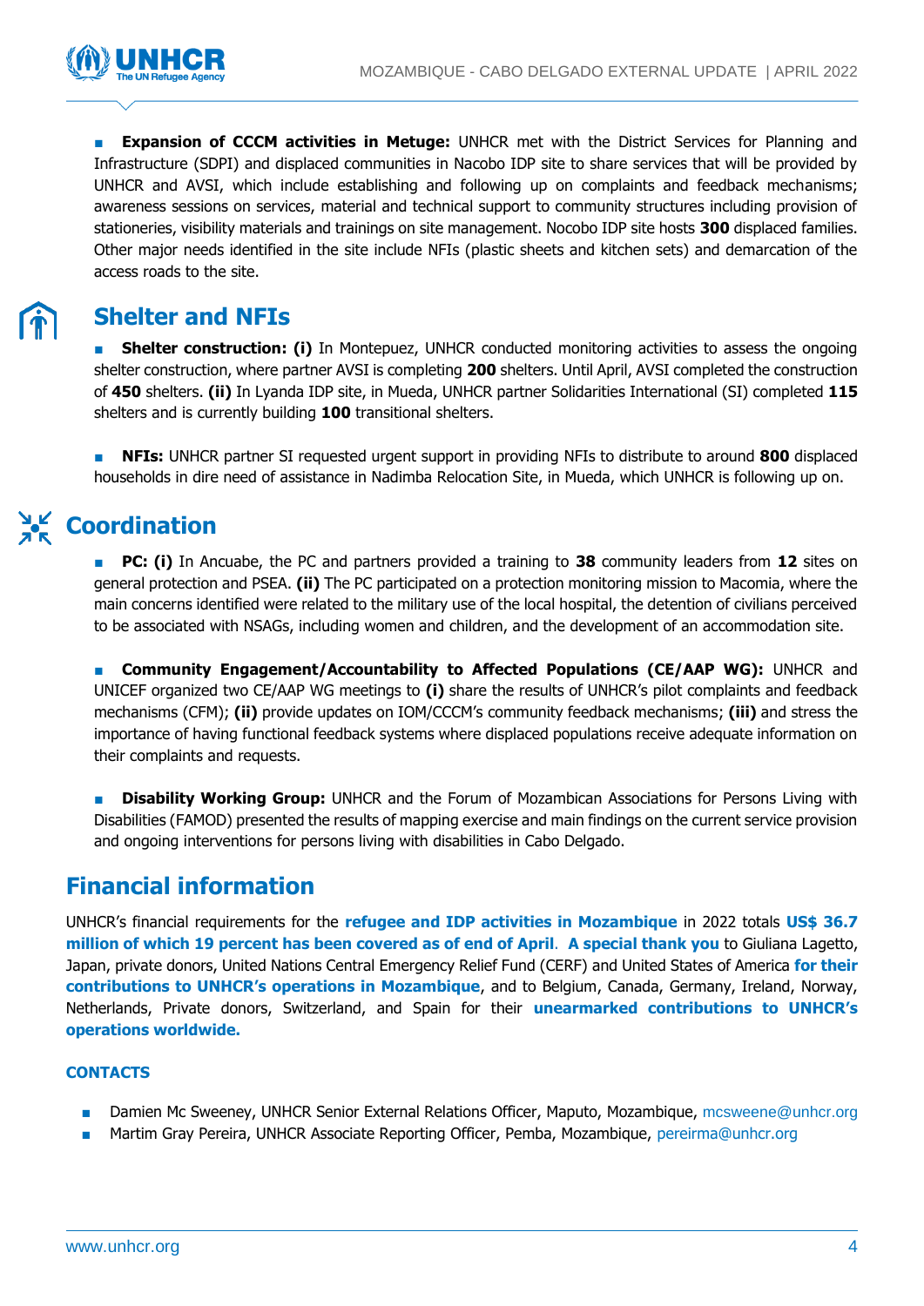- **Expansion of CCCM activities in Metuge:** UNHCR met with the District Services for Planning and Infrastructure (SDPI) and displaced communities in Nacobo IDP site to share services that will be provided by UNHCR and AVSI, which include establishing and following up on complaints and feedback mechanisms; awareness sessions on services, material and technical support to community structures including provision of stationeries, visibility materials and trainings on site management. Nocobo IDP site hosts **300** displaced families. Other major needs identified in the site include NFIs (plastic sheets and kitchen sets) and demarcation of the access roads to the site.

## Shelter and NFIs

- **Shelter construction: (i)** In Montepuez, UNHCR conducted monitoring activities to assess the ongoing shelter construction, where partner AVSI is completing **200** shelters. Until April, AVSI completed the construction of **450** shelters. **(ii)** In Lyanda IDP site, in Mueda, UNHCR partner Solidarities International (SI) completed **115** shelters and is currently building **100** transitional shelters.

- **NFIs:** UNHCR partner SI requested urgent support in providing NFIs to distribute to around **800** displaced households in dire need of assistance in Nadimba Relocation Site, in Mueda, which UNHCR is following up on.

## Coordination

- **PC: (i)** In Ancuabe, the PC and partners provided a training to **38** community leaders from **12** sites on general protection and PSEA. **(ii)** The PC participated on a protection monitoring mission to Macomia, where the main concerns identified were related to the military use of the local hospital, the detention of civilians perceived to be associated with NSAGs, including women and children, and the development of an accommodation site.

- **Community Engagement/Accountability to Affected Populations (CE/AAP WG):** UNHCR and UNICEF organized two CE/AAP WG meetings to **(i)** share the results of UNHCR's pilot complaints and feedback mechanisms (CFM); **(ii)** provide updates on IOM/CCCM's community feedback mechanisms; **(iii)** and stress the importance of having functional feedback systems where displaced populations receive adequate information on their complaints and requests.

- **Disability Working Group:** UNHCR and the Forum of Mozambican Associations for Persons Living with Disabilities (FAMOD) presented the results of mapping exercise and main findings on the current service provision and ongoing interventions for persons living with disabilities in Cabo Delgado.

## Financial information

UNHCR's financial requirements for the **refugee and IDP activities in Mozambique** in 2022 totals **US$ 36.7 million of which 19 percent has been covered as of end of April**. **A special thank you** to Giuliana Lagetto, Japan, private donors, United Nations Central Emergency Relief Fund (CERF) and United States of America **for their contributions to UNHCR's operations in Mozambique**, and to Belgium, Canada, Germany, Ireland, Norway, Netherlands, Private donors, Switzerland, and Spain for their **unearmarked contributions to UNHCR's operations worldwide.**

### CONTACTS

- Damien Mc Sweeney, UNHCR Senior External Relations Officer, Maputo, Mozambique, mcsweene@unhcr.org
- Martim Gray Pereira, UNHCR Associate Reporting Officer, Pemba, Mozambique, pereirma@unhcr.org